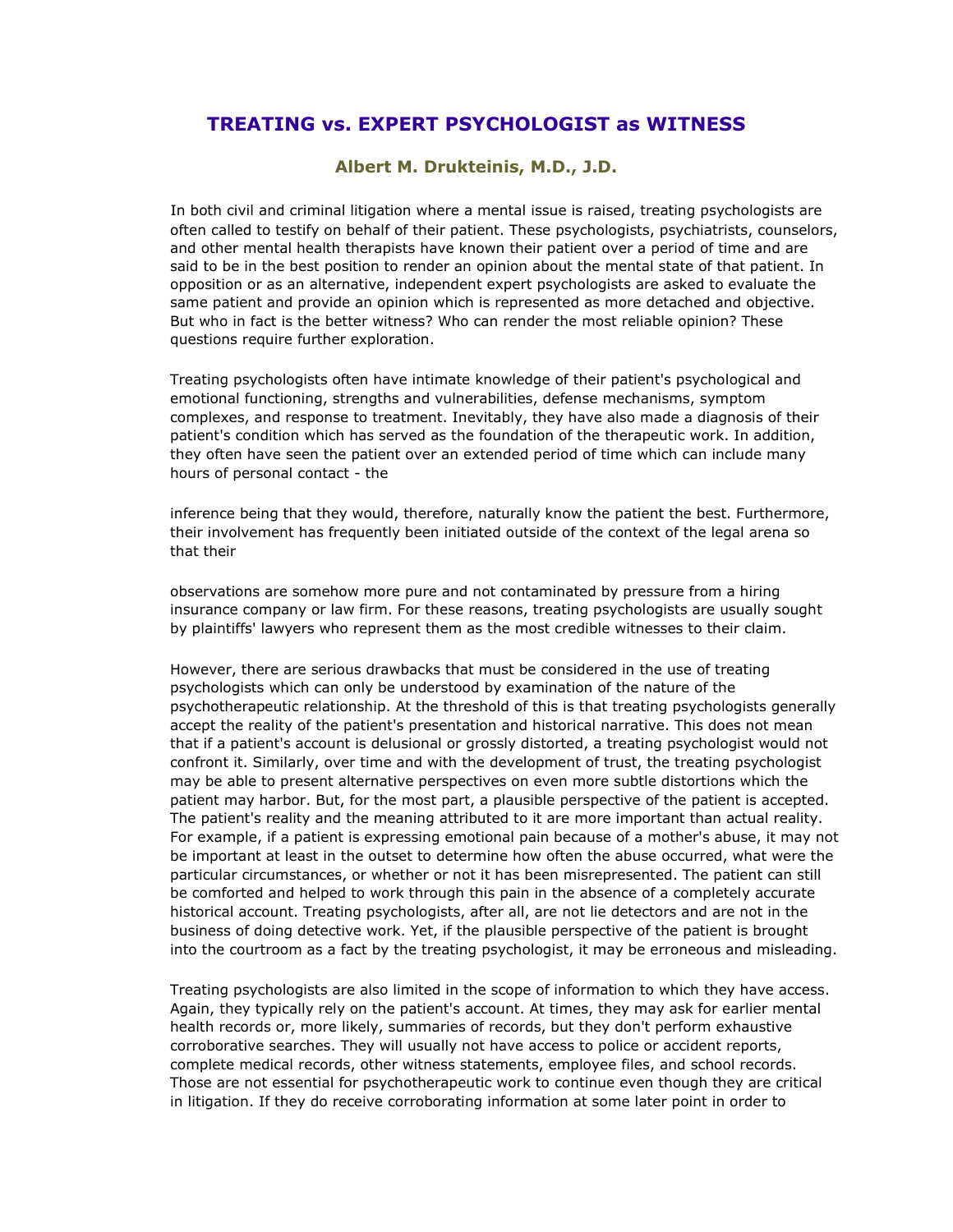# TREATING vs. EXPERT PSYCHOLOGIST as WITNESS

### Albert M. Drukteinis, M.D., J.D.

In both civil and criminal litigation where a mental issue is raised, treating psychologists are often called to testify on behalf of their patient. These psychologists, psychiatrists, counselors, and other mental health therapists have known their patient over a period of time and are said to be in the best position to render an opinion about the mental state of that patient. In opposition or as an alternative, independent expert psychologists are asked to evaluate the same patient and provide an opinion which is represented as more detached and objective. But who in fact is the better witness? Who can render the most reliable opinion? These questions require further exploration.

Treating psychologists often have intimate knowledge of their patient's psychological and emotional functioning, strengths and vulnerabilities, defense mechanisms, symptom complexes, and response to treatment. Inevitably, they have also made a diagnosis of their patient's condition which has served as the foundation of the therapeutic work. In addition, they often have seen the patient over an extended period of time which can include many hours of personal contact - the inference being that they would, therefore, naturally know the patient the best. Furthermore, their involvement has frequently been initiated outside of the context of the legal arena so that their observations are somehow more pure and not contaminated by pressure from a hiring insurance company or law firm. For these reasons, treating psychologists are usually sought by plaintiffs' lawyers who represent them as the most credible witnesses to their claim.

However, there are serious drawbacks that must be considered in the use of treating psychologists which can only be understood by examination of the nature of the psychotherapeutic relationship. At the threshold of this is that treating psychologists generally accept the reality of the patient's presentation and historical narrative. This does not mean that if a patient's account is delusional or grossly distorted, a treating psychologist would not confront it. Similarly, over time and with the development of trust, the treating psychologist may be able to present alternative perspectives on even more subtle distortions which the patient may harbor. But, for the most part, a plausible perspective of the patient is accepted. The patient's reality and the meaning attributed to it are more important than actual reality. For example, if a patient is expressing emotional pain because of a mother's abuse, it may not be important at least in the outset to determine how often the abuse occurred, what were the particular circumstances, or whether or not it has been misrepresented. The patient can still be comforted and helped to work through this pain in the absence of a completely accurate historical account. Treating psychologists, after all, are not lie detectors and are not in the business of doing detective work. Yet, if the plausible perspective of the patient is brought into the courtroom as a fact by the treating psychologist, it may be erroneous and misleading.

Treating psychologists are also limited in the scope of information to which they have access. Again, they typically rely on the patient's account. At times, they may ask for earlier mental health records or, more likely, summaries of records, but they don't perform exhaustive corroborative searches. They will usually not have access to police or accident reports, complete medical records, other witness statements, employee files, and school records. Those are not essential for psychotherapeutic work to continue even though they are critical in litigation. If they do receive corroborating information at some later point in order to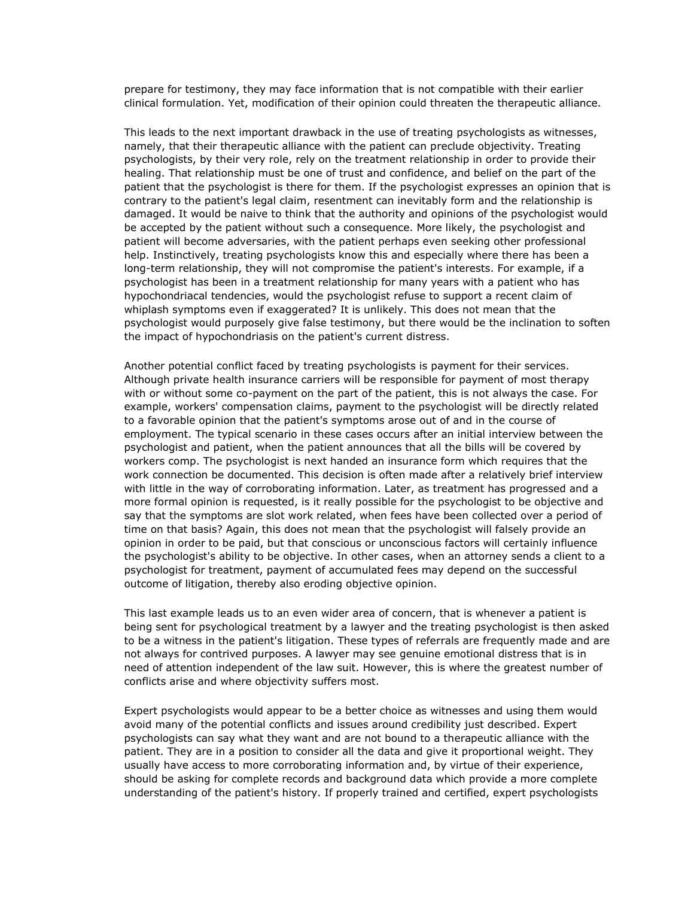prepare for testimony, they may face information that is not compatible with their earlier clinical formulation. Yet, modification of their opinion could threaten the therapeutic alliance.

This leads to the next important drawback in the use of treating psychologists as witnesses, namely, that their therapeutic alliance with the patient can preclude objectivity. Treating psychologists, by their very role, rely on the treatment relationship in order to provide their healing. That relationship must be one of trust and confidence, and belief on the part of the patient that the psychologist is there for them. If the psychologist expresses an opinion that is contrary to the patient's legal claim, resentment can inevitably form and the relationship is damaged. It would be naive to think that the authority and opinions of the psychologist would be accepted by the patient without such a consequence. More likely, the psychologist and patient will become adversaries, with the patient perhaps even seeking other professional help. Instinctively, treating psychologists know this and especially where there has been a long-term relationship, they will not compromise the patient's interests. For example, if a psychologist has been in a treatment relationship for many years with a patient who has hypochondriacal tendencies, would the psychologist refuse to support a recent claim of whiplash symptoms even if exaggerated? It is unlikely. This does not mean that the psychologist would purposely give false testimony, but there would be the inclination to soften the impact of hypochondriasis on the patient's current distress.

Another potential conflict faced by treating psychologists is payment for their services. Although private health insurance carriers will be responsible for payment of most therapy with or without some co-payment on the part of the patient, this is not always the case. For example, workers' compensation claims, payment to the psychologist will be directly related to a favorable opinion that the patient's symptoms arose out of and in the course of employment. The typical scenario in these cases occurs after an initial interview between the psychologist and patient, when the patient announces that all the bills will be covered by workers comp. The psychologist is next handed an insurance form which requires that the work connection be documented. This decision is often made after a relatively brief interview with little in the way of corroborating information. Later, as treatment has progressed and a more formal opinion is requested, is it really possible for the psychologist to be objective and say that the symptoms are slot work related, when fees have been collected over a period of time on that basis? Again, this does not mean that the psychologist will falsely provide an opinion in order to be paid, but that conscious or unconscious factors will certainly influence the psychologist's ability to be objective. In other cases, when an attorney sends a client to a psychologist for treatment, payment of accumulated fees may depend on the successful outcome of litigation, thereby also eroding objective opinion.

This last example leads us to an even wider area of concern, that is whenever a patient is being sent for psychological treatment by a lawyer and the treating psychologist is then asked to be a witness in the patient's litigation. These types of referrals are frequently made and are not always for contrived purposes. A lawyer may see genuine emotional distress that is in need of attention independent of the law suit. However, this is where the greatest number of conflicts arise and where objectivity suffers most.

Expert psychologists would appear to be a better choice as witnesses and using them would avoid many of the potential conflicts and issues around credibility just described. Expert psychologists can say what they want and are not bound to a therapeutic alliance with the patient. They are in a position to consider all the data and give it proportional weight. They usually have access to more corroborating information and, by virtue of their experience, should be asking for complete records and background data which provide a more complete understanding of the patient's history. If properly trained and certified, expert psychologists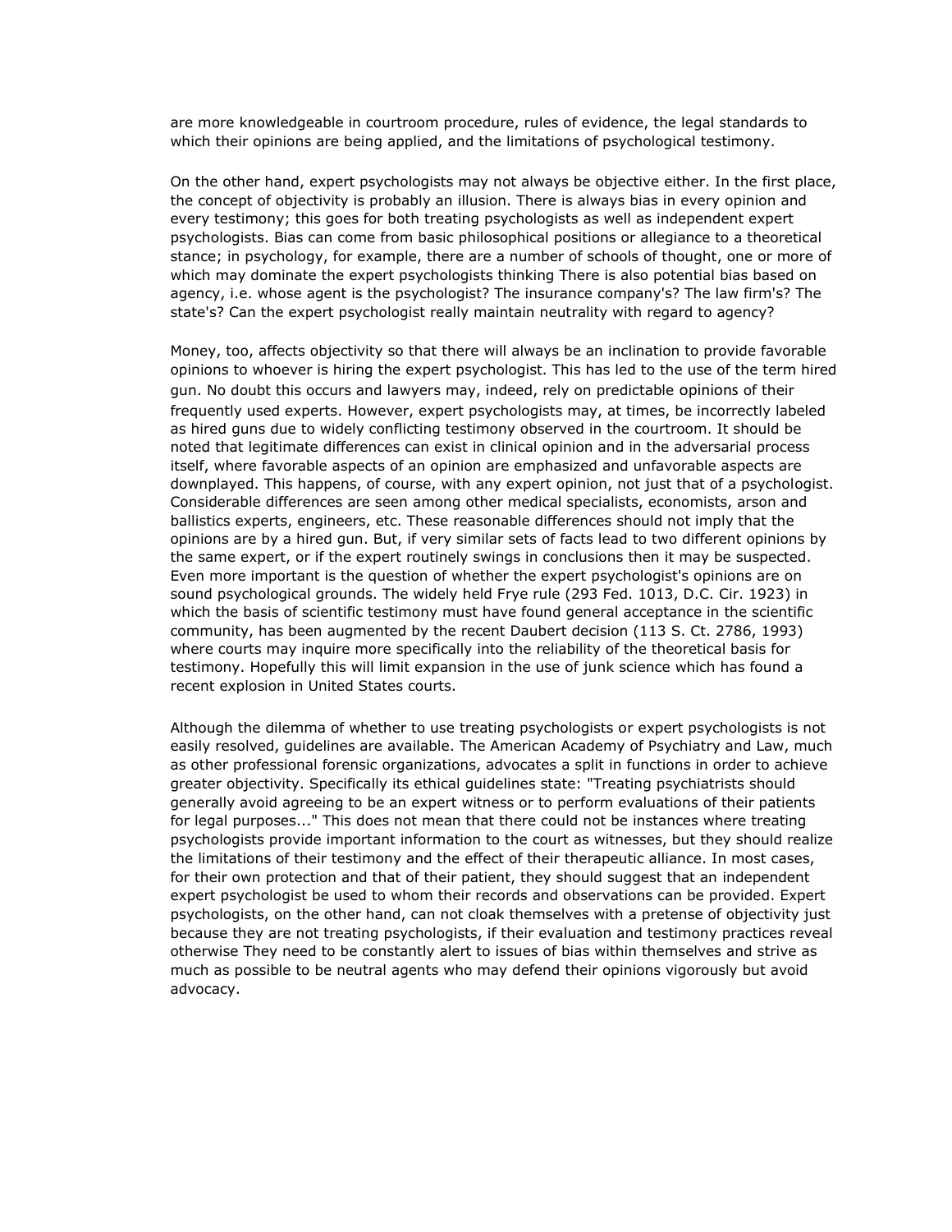are more knowledgeable in courtroom procedure, rules of evidence, the legal standards to which their opinions are being applied, and the limitations of psychological testimony.

On the other hand, expert psychologists may not always be objective either. In the first place, the concept of objectivity is probably an illusion. There is always bias in every opinion and every testimony; this goes for both treating psychologists as well as independent expert psychologists. Bias can come from basic philosophical positions or allegiance to a theoretical stance; in psychology, for example, there are a number of schools of thought, one or more of which may dominate the expert psychologists thinking There is also potential bias based on agency, i.e. whose agent is the psychologist? The insurance company's? The law firm's? The state's? Can the expert psychologist really maintain neutrality with regard to agency?

Money, too, affects objectivity so that there will always be an inclination to provide favorable opinions to whoever is hiring the expert psychologist. This has led to the use of the term hired gun. No doubt this occurs and lawyers may, indeed, rely on predictable opinions of their frequently used experts. However, expert psychologists may, at times, be incorrectly labeled as hired guns due to widely conflicting testimony observed in the courtroom. It should be noted that legitimate differences can exist in clinical opinion and in the adversarial process itself, where favorable aspects of an opinion are emphasized and unfavorable aspects are downplayed. This happens, of course, with any expert opinion, not just that of a psychologist. Considerable differences are seen among other medical specialists, economists, arson and ballistics experts, engineers, etc. These reasonable differences should not imply that the opinions are by a hired gun. But, if very similar sets of facts lead to two different opinions by the same expert, or if the expert routinely swings in conclusions then it may be suspected. Even more important is the question of whether the expert psychologist's opinions are on sound psychological grounds. The widely held Frye rule (293 Fed. 1013, D.C. Cir. 1923) in which the basis of scientific testimony must have found general acceptance in the scientific community, has been augmented by the recent Daubert decision (113 S. Ct. 2786, 1993) where courts may inquire more specifically into the reliability of the theoretical basis for testimony. Hopefully this will limit expansion in the use of junk science which has found a recent explosion in United States courts.

Although the dilemma of whether to use treating psychologists or expert psychologists is not easily resolved, guidelines are available. The American Academy of Psychiatry and Law, much as other professional forensic organizations, advocates a split in functions in order to achieve greater objectivity. Specifically its ethical guidelines state: "Treating psychiatrists should generally avoid agreeing to be an expert witness or to perform evaluations of their patients for legal purposes..." This does not mean that there could not be instances where treating psychologists provide important information to the court as witnesses, but they should realize the limitations of their testimony and the effect of their therapeutic alliance. In most cases, for their own protection and that of their patient, they should suggest that an independent expert psychologist be used to whom their records and observations can be provided. Expert psychologists, on the other hand, can not cloak themselves with a pretense of objectivity just because they are not treating psychologists, if their evaluation and testimony practices reveal otherwise They need to be constantly alert to issues of bias within themselves and strive as much as possible to be neutral agents who may defend their opinions vigorously but avoid advocacy.